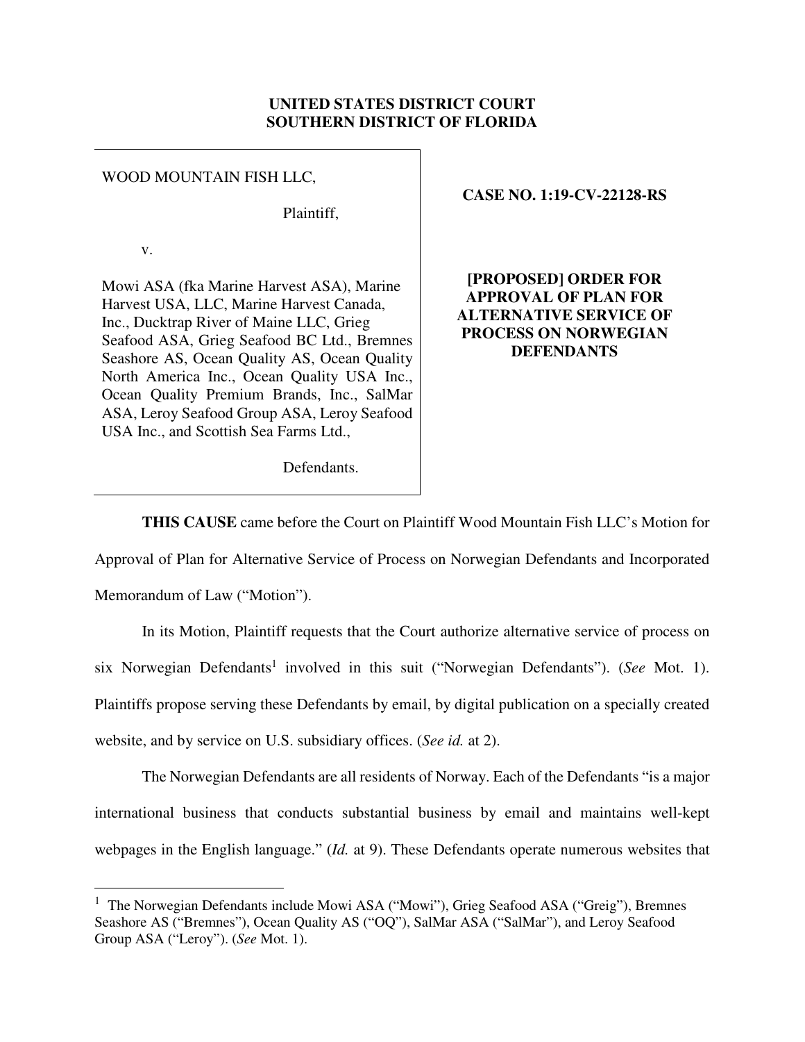**UNITED STATES DISTRICT COURT**
**SOUTHERN DISTRICT OF FLORIDA**

| | |
|---|---|
| WOOD MOUNTAIN FISH LLC,<br><br>Plaintiff,<br><br>v.<br><br>Mowi ASA (fka Marine Harvest ASA), Marine Harvest USA, LLC, Marine Harvest Canada, Inc., Ducktrap River of Maine LLC, Grieg Seafood ASA, Grieg Seafood BC Ltd., Bremnes Seashore AS, Ocean Quality AS, Ocean Quality North America Inc., Ocean Quality USA Inc., Ocean Quality Premium Brands, Inc., SalMar ASA, Leroy Seafood Group ASA, Leroy Seafood USA Inc., and Scottish Sea Farms Ltd.,<br><br>Defendants. | **CASE NO. 1:19-CV-22128-RS**<br><br>**[PROPOSED] ORDER FOR APPROVAL OF PLAN FOR ALTERNATIVE SERVICE OF PROCESS ON NORWEGIAN DEFENDANTS** |

**THIS CAUSE** came before the Court on Plaintiff Wood Mountain Fish LLC's Motion for Approval of Plan for Alternative Service of Process on Norwegian Defendants and Incorporated Memorandum of Law ("Motion").

In its Motion, Plaintiff requests that the Court authorize alternative service of process on six Norwegian Defendants[1] involved in this suit ("Norwegian Defendants"). (*See* Mot. 1). Plaintiffs propose serving these Defendants by email, by digital publication on a specially created website, and by service on U.S. subsidiary offices. (*See id.* at 2).

The Norwegian Defendants are all residents of Norway. Each of the Defendants "is a major international business that conducts substantial business by email and maintains well-kept webpages in the English language." (*Id.* at 9). These Defendants operate numerous websites that

[1] The Norwegian Defendants include Mowi ASA ("Mowi"), Grieg Seafood ASA ("Greig"), Bremnes Seashore AS ("Bremnes"), Ocean Quality AS ("OQ"), SalMar ASA ("SalMar"), and Leroy Seafood Group ASA ("Leroy"). (*See* Mot. 1).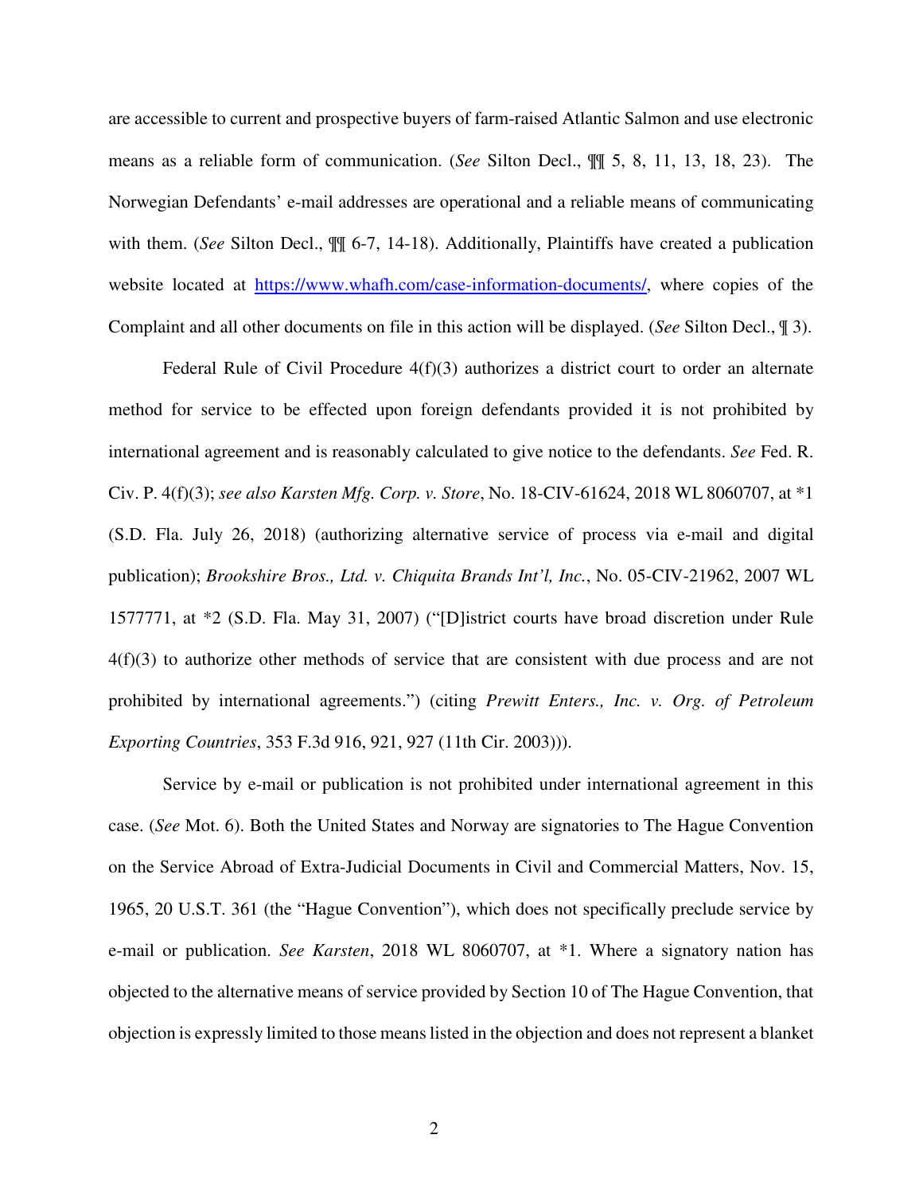are accessible to current and prospective buyers of farm-raised Atlantic Salmon and use electronic means as a reliable form of communication. (*See* Silton Decl., ¶¶ 5, 8, 11, 13, 18, 23). The Norwegian Defendants' e-mail addresses are operational and a reliable means of communicating with them. (*See* Silton Decl., ¶¶ 6-7, 14-18). Additionally, Plaintiffs have created a publication website located at [https://www.whafh.com/case-information-documents/](https://www.whafh.com/case-information-documents/), where copies of the Complaint and all other documents on file in this action will be displayed. (*See* Silton Decl., ¶ 3).

Federal Rule of Civil Procedure 4(f)(3) authorizes a district court to order an alternate method for service to be effected upon foreign defendants provided it is not prohibited by international agreement and is reasonably calculated to give notice to the defendants. *See* Fed. R. Civ. P. 4(f)(3); *see also Karsten Mfg. Corp. v. Store*, No. 18-CIV-61624, 2018 WL 8060707, at *1 (S.D. Fla. July 26, 2018) (authorizing alternative service of process via e-mail and digital publication); *Brookshire Bros., Ltd. v. Chiquita Brands Int'l, Inc.*, No. 05-CIV-21962, 2007 WL 1577771, at *2 (S.D. Fla. May 31, 2007) ("[D]istrict courts have broad discretion under Rule 4(f)(3) to authorize other methods of service that are consistent with due process and are not prohibited by international agreements.") (citing *Prewitt Enters., Inc. v. Org. of Petroleum Exporting Countries*, 353 F.3d 916, 921, 927 (11th Cir. 2003))).

Service by e-mail or publication is not prohibited under international agreement in this case. (*See* Mot. 6). Both the United States and Norway are signatories to The Hague Convention on the Service Abroad of Extra-Judicial Documents in Civil and Commercial Matters, Nov. 15, 1965, 20 U.S.T. 361 (the "Hague Convention"), which does not specifically preclude service by e-mail or publication. *See Karsten*, 2018 WL 8060707, at *1. Where a signatory nation has objected to the alternative means of service provided by Section 10 of The Hague Convention, that objection is expressly limited to those means listed in the objection and does not represent a blanket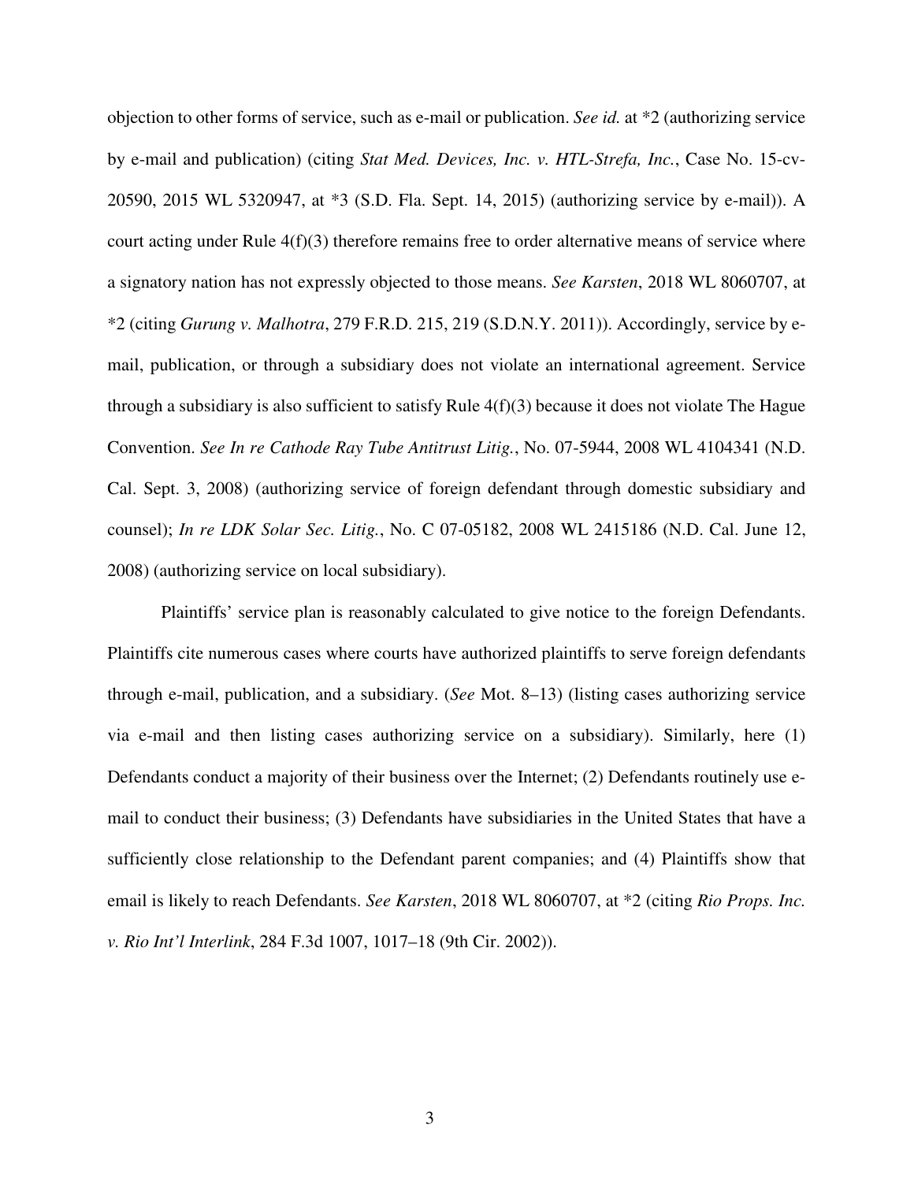objection to other forms of service, such as e-mail or publication. *See id.* at *2 (authorizing service by e-mail and publication) (citing *Stat Med. Devices, Inc. v. HTL-Strefa, Inc.*, Case No. 15-cv-20590, 2015 WL 5320947, at *3 (S.D. Fla. Sept. 14, 2015) (authorizing service by e-mail)). A court acting under Rule 4(f)(3) therefore remains free to order alternative means of service where a signatory nation has not expressly objected to those means. *See Karsten*, 2018 WL 8060707, at *2 (citing *Gurung v. Malhotra*, 279 F.R.D. 215, 219 (S.D.N.Y. 2011)). Accordingly, service by e-mail, publication, or through a subsidiary does not violate an international agreement. Service through a subsidiary is also sufficient to satisfy Rule 4(f)(3) because it does not violate The Hague Convention. *See In re Cathode Ray Tube Antitrust Litig.*, No. 07-5944, 2008 WL 4104341 (N.D. Cal. Sept. 3, 2008) (authorizing service of foreign defendant through domestic subsidiary and counsel); *In re LDK Solar Sec. Litig.*, No. C 07-05182, 2008 WL 2415186 (N.D. Cal. June 12, 2008) (authorizing service on local subsidiary).

Plaintiffs' service plan is reasonably calculated to give notice to the foreign Defendants. Plaintiffs cite numerous cases where courts have authorized plaintiffs to serve foreign defendants through e-mail, publication, and a subsidiary. (*See* Mot. 8–13) (listing cases authorizing service via e-mail and then listing cases authorizing service on a subsidiary). Similarly, here (1) Defendants conduct a majority of their business over the Internet; (2) Defendants routinely use e-mail to conduct their business; (3) Defendants have subsidiaries in the United States that have a sufficiently close relationship to the Defendant parent companies; and (4) Plaintiffs show that email is likely to reach Defendants. *See Karsten*, 2018 WL 8060707, at *2 (citing *Rio Props. Inc. v. Rio Int'l Interlink*, 284 F.3d 1007, 1017–18 (9th Cir. 2002)).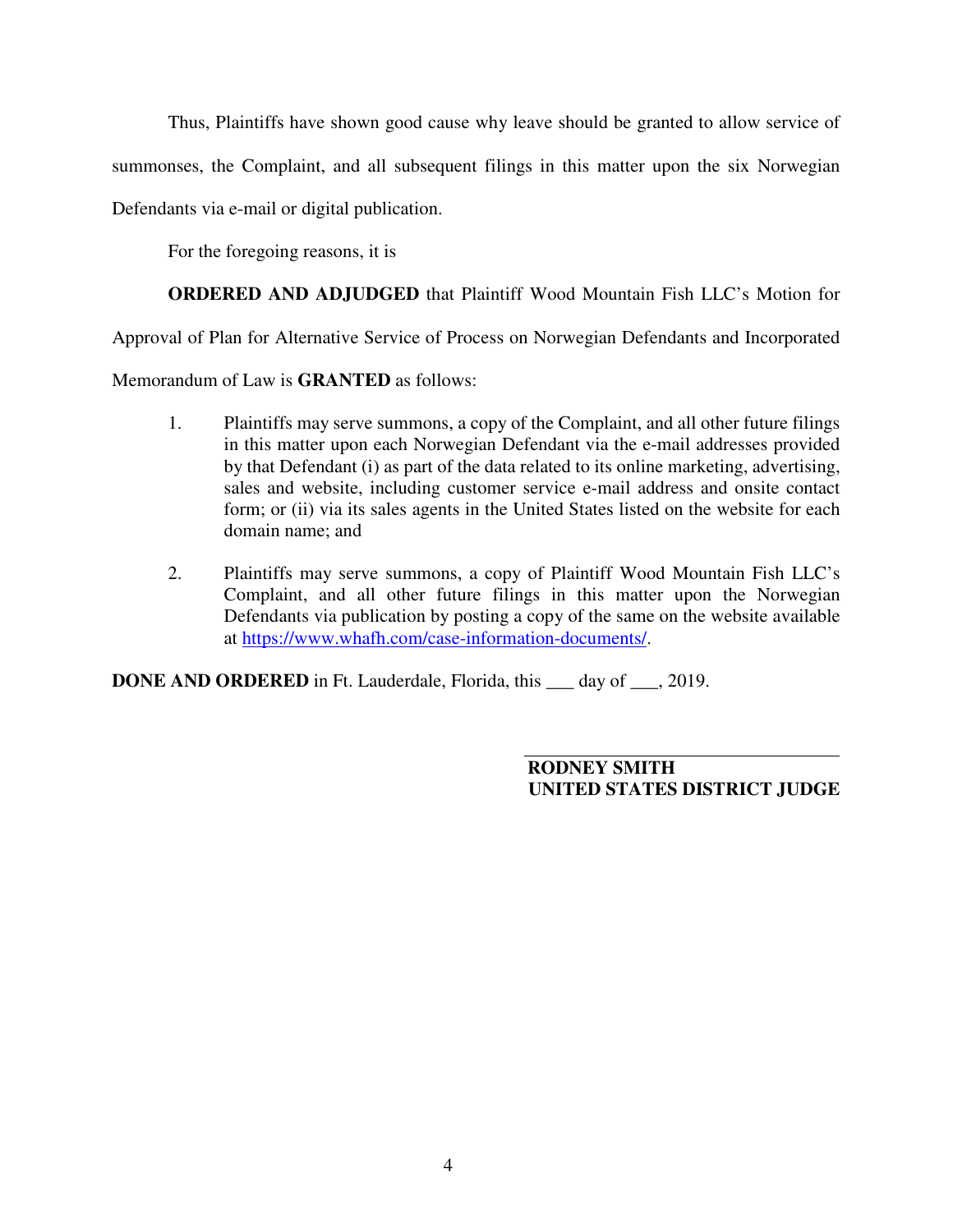Thus, Plaintiffs have shown good cause why leave should be granted to allow service of summonses, the Complaint, and all subsequent filings in this matter upon the six Norwegian Defendants via e-mail or digital publication.

For the foregoing reasons, it is

**ORDERED AND ADJUDGED** that Plaintiff Wood Mountain Fish LLC's Motion for Approval of Plan for Alternative Service of Process on Norwegian Defendants and Incorporated Memorandum of Law is **GRANTED** as follows:

1. Plaintiffs may serve summons, a copy of the Complaint, and all other future filings in this matter upon each Norwegian Defendant via the e-mail addresses provided by that Defendant (i) as part of the data related to its online marketing, advertising, sales and website, including customer service e-mail address and onsite contact form; or (ii) via its sales agents in the United States listed on the website for each domain name; and

2. Plaintiffs may serve summons, a copy of Plaintiff Wood Mountain Fish LLC's Complaint, and all other future filings in this matter upon the Norwegian Defendants via publication by posting a copy of the same on the website available at https://www.whafh.com/case-information-documents/.

**DONE AND ORDERED** in Ft. Lauderdale, Florida, this ___ day of ___, 2019.

**RODNEY SMITH**
**UNITED STATES DISTRICT JUDGE**